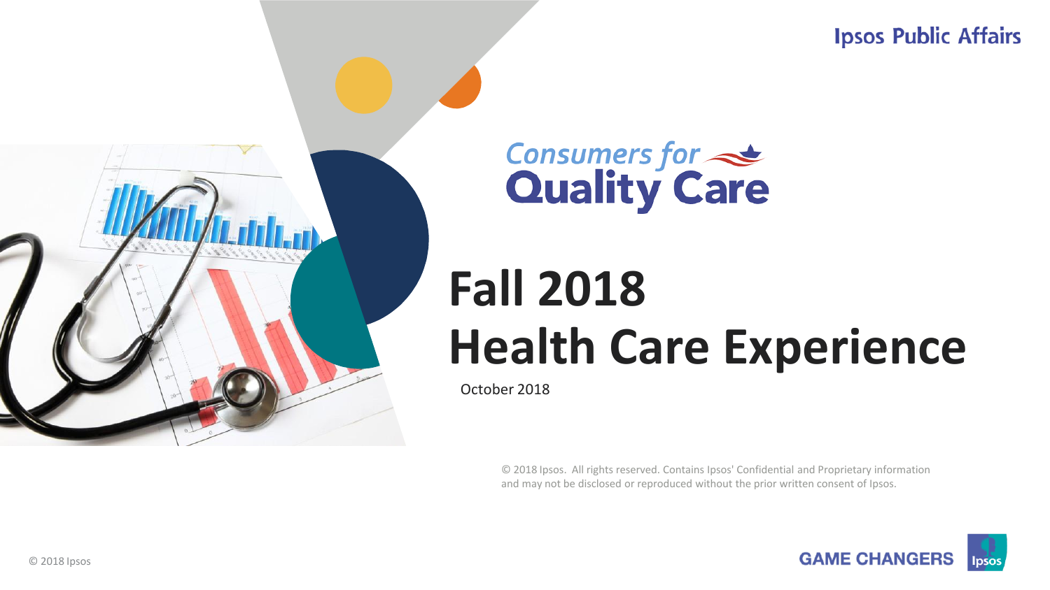Ipsos Public Affairs

Consumers for Quality Care

# Fall 2018 Health Care Experience

October 2018

© 2018 Ipsos. All rights reserved. Contains Ipsos' Confidential and Proprietary information and may not be disclosed or reproduced without the prior written consent of Ipsos.

GAME CHANGERS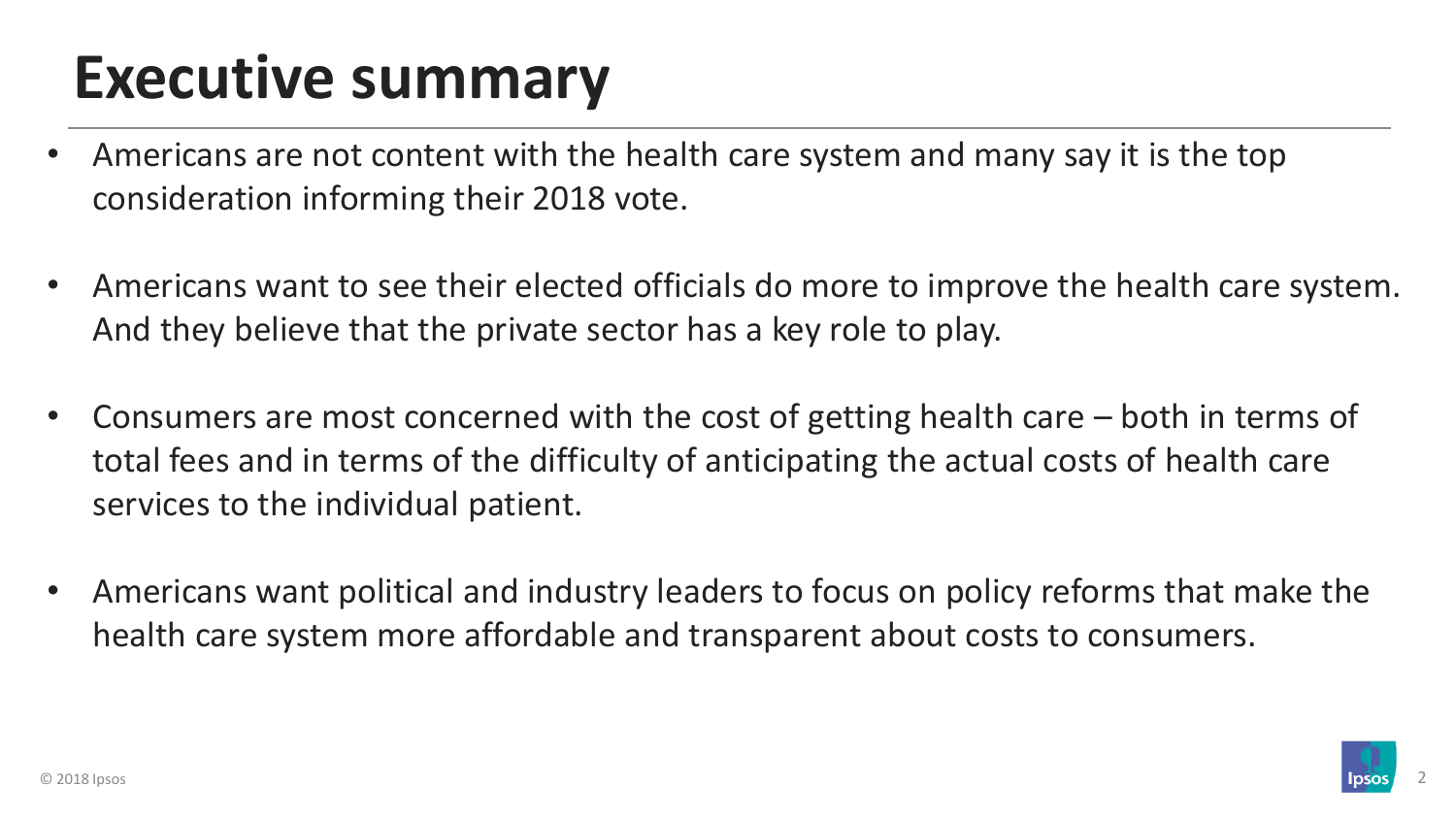# Executive summary

- Americans are not content with the health care system and many say it is the top consideration informing their 2018 vote.
- Americans want to see their elected officials do more to improve the health care system. And they believe that the private sector has a key role to play.
- Consumers are most concerned with the cost of getting health care – both in terms of total fees and in terms of the difficulty of anticipating the actual costs of health care services to the individual patient.
- Americans want political and industry leaders to focus on policy reforms that make the health care system more affordable and transparent about costs to consumers.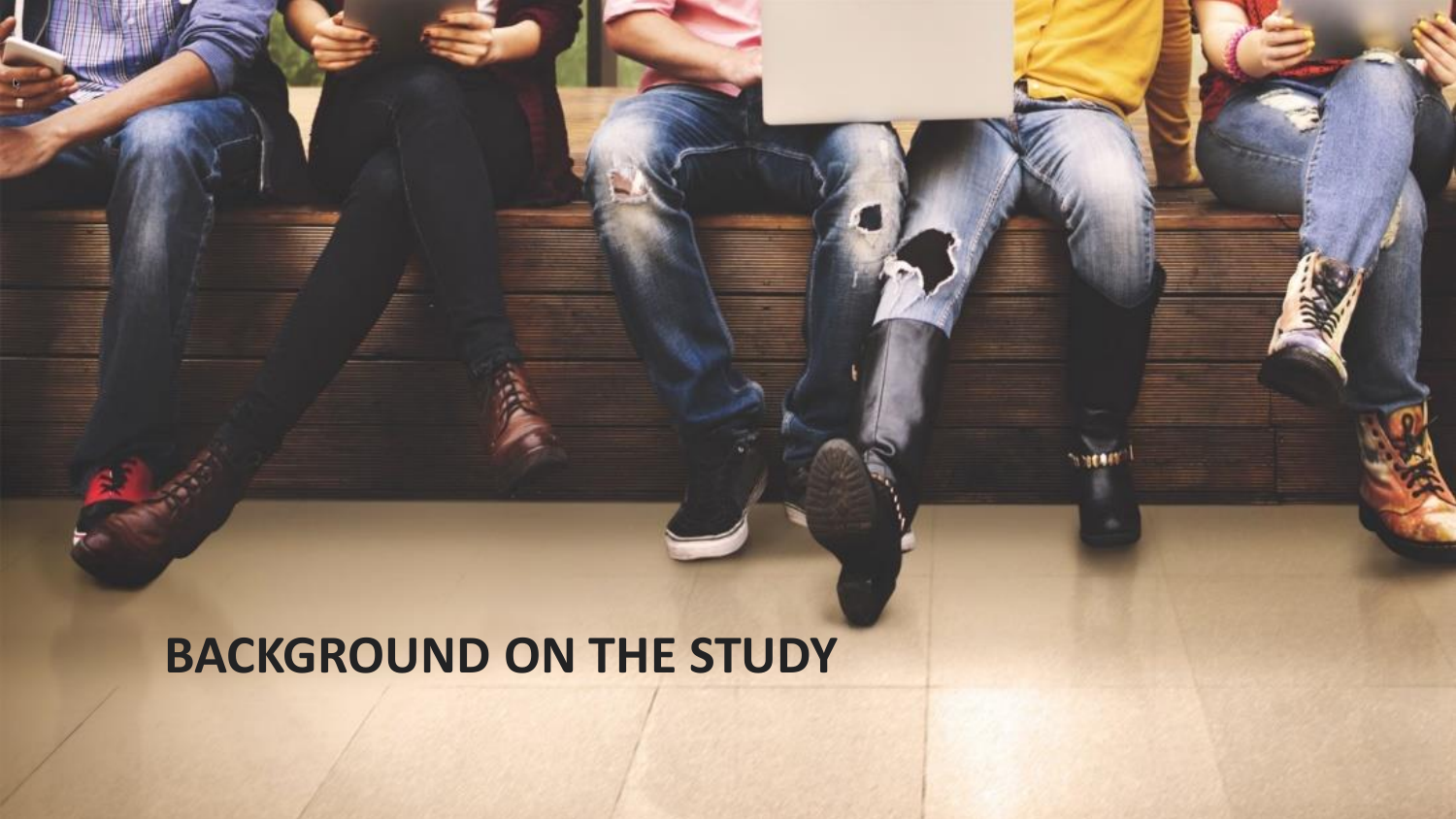# BACKGROUND ON THE STUDY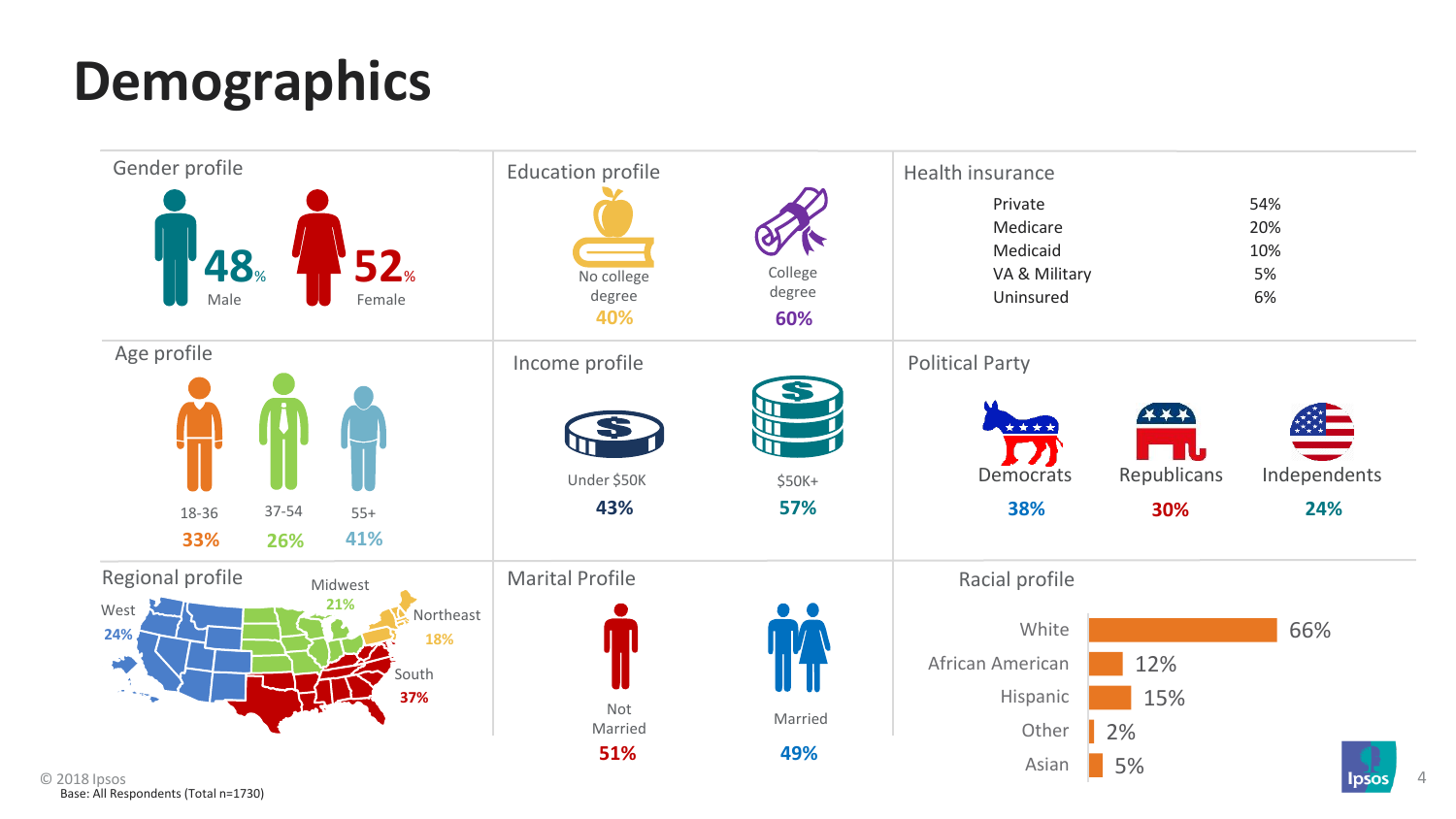# Demographics

## Gender profile

48% Male

52% Female

## Education profile

No college degree
40%

College degree
60%

## Health insurance

| | |
|---|---|
| Private | 54% |
| Medicare | 20% |
| Medicaid | 10% |
| VA & Military | 5% |
| Uninsured | 6% |

## Age profile

18-36
33%

37-54
26%

55+
41%

## Income profile

Under $50K
43%

$50K+
57%

## Political Party

Democrats
38%

Republicans
30%

Independents
24%

## Regional profile

West
24%

Midwest
21%

Northeast
18%

South
37%

## Marital Profile

Not Married
51%

Married
49%

## Racial profile

White
66%

African American
12%

Hispanic
15%

Other
2%

Asian
5%

© 2018 Ipsos

Base: All Respondents (Total n=1730)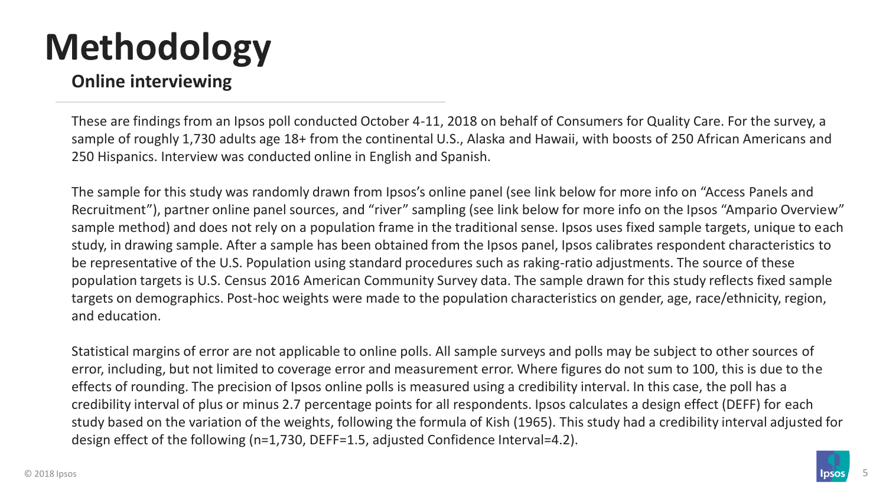# Methodology

## Online interviewing

These are findings from an Ipsos poll conducted October 4-11, 2018 on behalf of Consumers for Quality Care. For the survey, a sample of roughly 1,730 adults age 18+ from the continental U.S., Alaska and Hawaii, with boosts of 250 African Americans and 250 Hispanics. Interview was conducted online in English and Spanish.

The sample for this study was randomly drawn from Ipsos's online panel (see link below for more info on "Access Panels and Recruitment"), partner online panel sources, and "river" sampling (see link below for more info on the Ipsos "Ampario Overview" sample method) and does not rely on a population frame in the traditional sense. Ipsos uses fixed sample targets, unique to each study, in drawing sample. After a sample has been obtained from the Ipsos panel, Ipsos calibrates respondent characteristics to be representative of the U.S. Population using standard procedures such as raking-ratio adjustments. The source of these population targets is U.S. Census 2016 American Community Survey data. The sample drawn for this study reflects fixed sample targets on demographics. Post-hoc weights were made to the population characteristics on gender, age, race/ethnicity, region, and education.

Statistical margins of error are not applicable to online polls. All sample surveys and polls may be subject to other sources of error, including, but not limited to coverage error and measurement error. Where figures do not sum to 100, this is due to the effects of rounding. The precision of Ipsos online polls is measured using a credibility interval. In this case, the poll has a credibility interval of plus or minus 2.7 percentage points for all respondents. Ipsos calculates a design effect (DEFF) for each study based on the variation of the weights, following the formula of Kish (1965). This study had a credibility interval adjusted for design effect of the following (n=1,730, DEFF=1.5, adjusted Confidence Interval=4.2).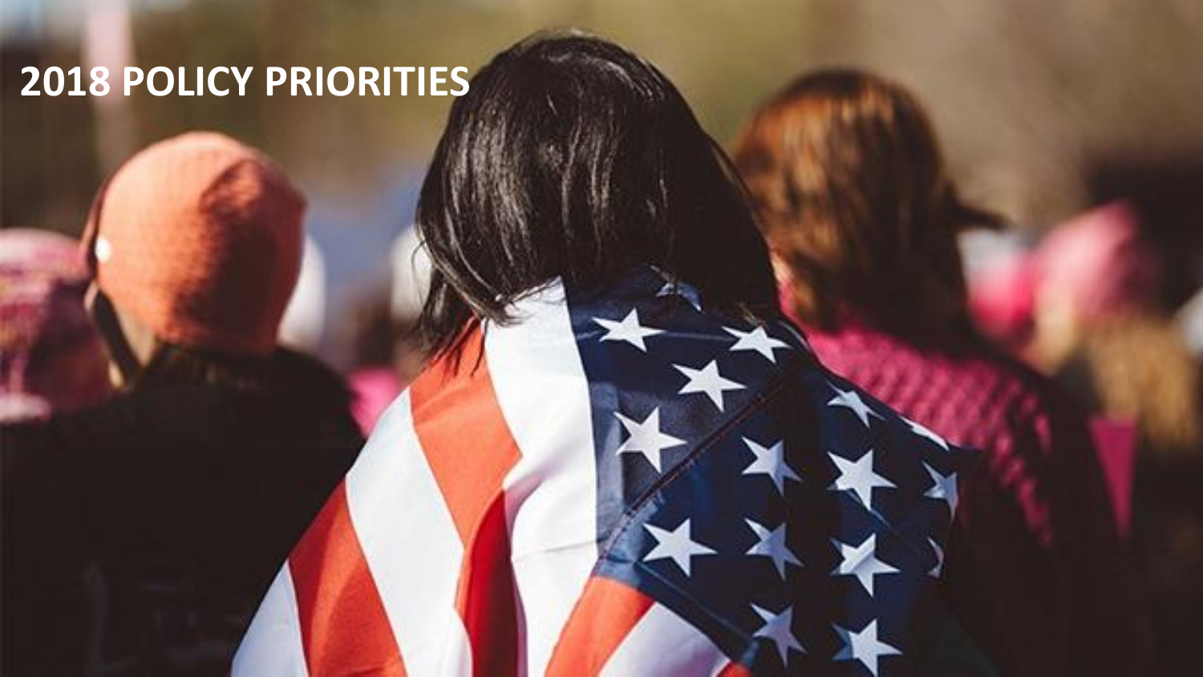# 2018 POLICY PRIORITIES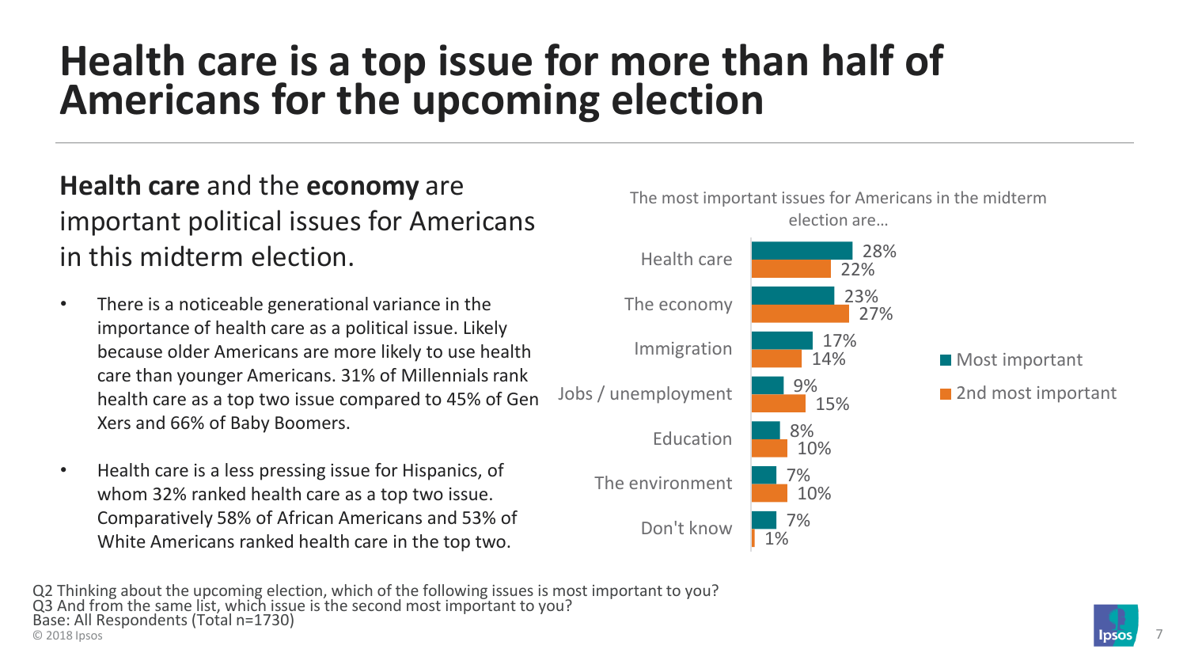# Health care is a top issue for more than half of Americans for the upcoming election

**Health care** and the **economy** are important political issues for Americans in this midterm election.

- There is a noticeable generational variance in the importance of health care as a political issue. Likely because older Americans are more likely to use health care than younger Americans. 31% of Millennials rank health care as a top two issue compared to 45% of Gen Xers and 66% of Baby Boomers.
- Health care is a less pressing issue for Hispanics, of whom 32% ranked health care as a top two issue. Comparatively 58% of African Americans and 53% of White Americans ranked health care in the top two.

The most important issues for Americans in the midterm election are…

Most important
2nd most important

Health care
28%
22%

The economy
23%
27%

Immigration
17%
14%

Jobs / unemployment
9%
15%

Education
8%
10%

The environment
7%
10%

Don't know
7%
1%

Q2 Thinking about the upcoming election, which of the following issues is most important to you?
Q3 And from the same list, which issue is the second most important to you?
Base: All Respondents (Total n=1730)
© 2018 Ipsos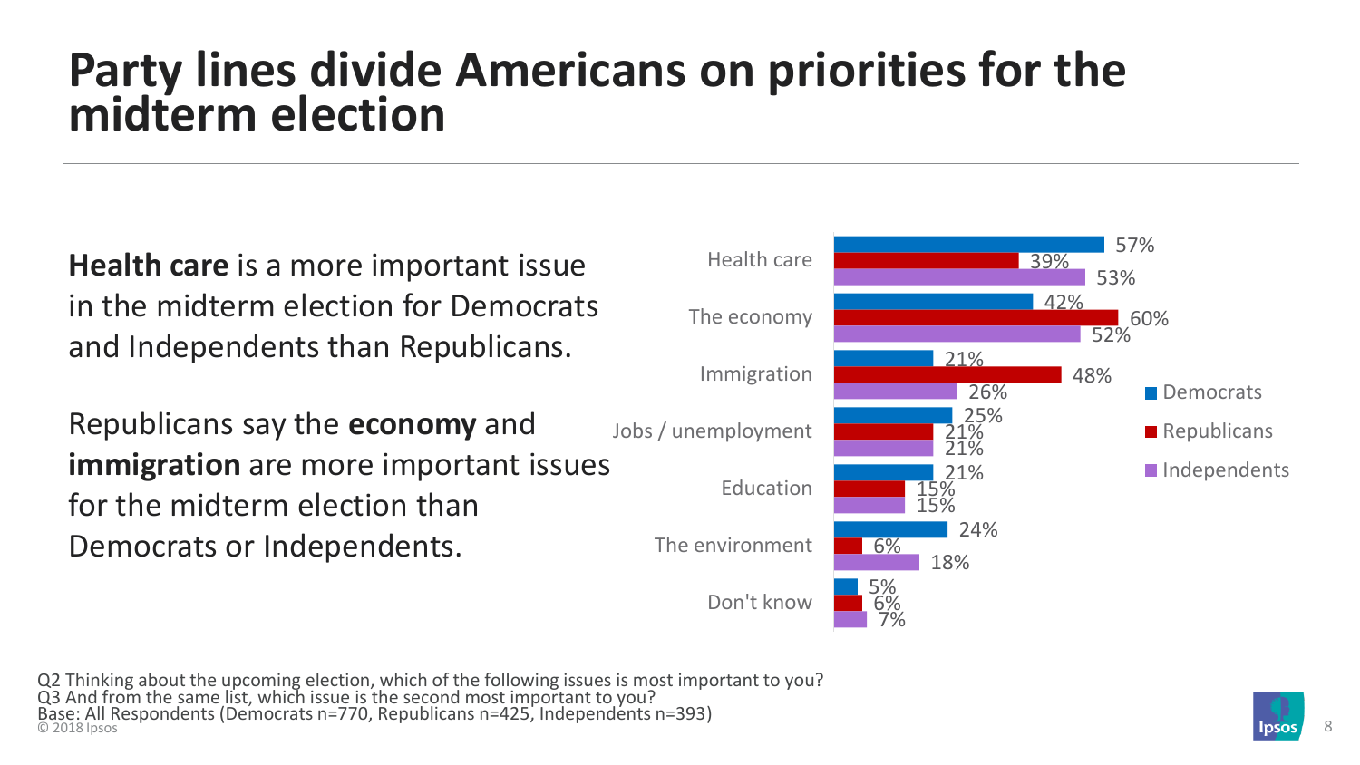# Party lines divide Americans on priorities for the midterm election

**Health care** is a more important issue in the midterm election for Democrats and Independents than Republicans.

Republicans say the **economy** and **immigration** are more important issues for the midterm election than Democrats or Independents.

Health care
57%
39%
53%

The economy
42%
60%
52%

Immigration
21%
48%
26%

Jobs / unemployment
25%
21%
21%

Education
21%
15%
15%

The environment
24%
6%
18%

Don't know
5%
6%
7%

Democrats
Republicans
Independents

Q2 Thinking about the upcoming election, which of the following issues is most important to you?
Q3 And from the same list, which issue is the second most important to you?
Base: All Respondents (Democrats n=770, Republicans n=425, Independents n=393)
© 2018 Ipsos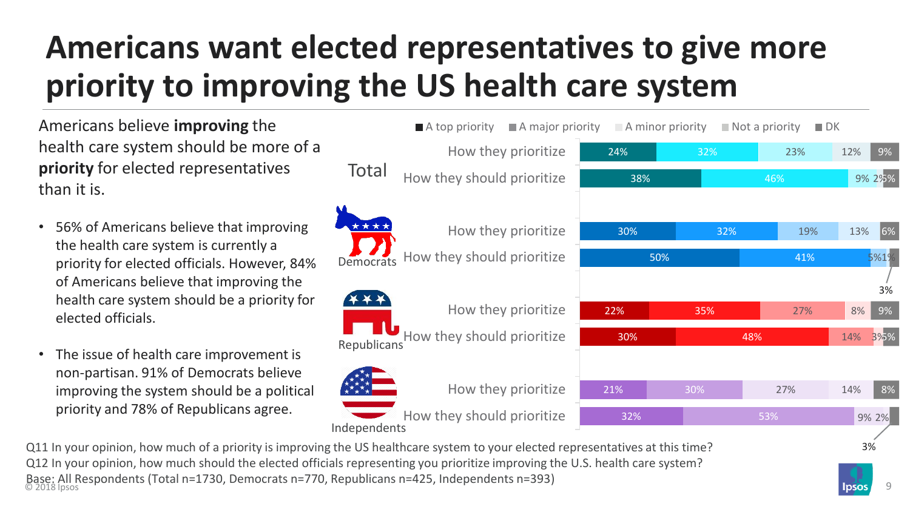# Americans want elected representatives to give more priority to improving the US health care system

Americans believe **improving** the health care system should be more of a **priority** for elected representatives than it is.

- 56% of Americans believe that improving the health care system is currently a priority for elected officials. However, 84% of Americans believe that improving the health care system should be a priority for elected officials.
- The issue of health care improvement is non-partisan. 91% of Democrats believe improving the system should be a political priority and 78% of Republicans agree.

A top priority | A major priority | A minor priority | Not a priority | DK

Total
How they prioritize: 24% 32% 23% 12% 9%
How they should prioritize: 38% 46% 9% 2% 5%

Democrats
How they prioritize: 30% 32% 19% 13% 6%
How they should prioritize: 50% 41% 5% 1% 3%

Republicans
How they prioritize: 22% 35% 27% 8% 9%
How they should prioritize: 30% 48% 14% 3% 5%

Independents
How they prioritize: 21% 30% 27% 14% 8%
How they should prioritize: 32% 53% 9% 2% 3%

Q11 In your opinion, how much of a priority is improving the US healthcare system to your elected representatives at this time?
Q12 In your opinion, how much should the elected officials representing you prioritize improving the U.S. health care system?
Base: All Respondents (Total n=1730, Democrats n=770, Republicans n=425, Independents n=393)

© 2018 Ipsos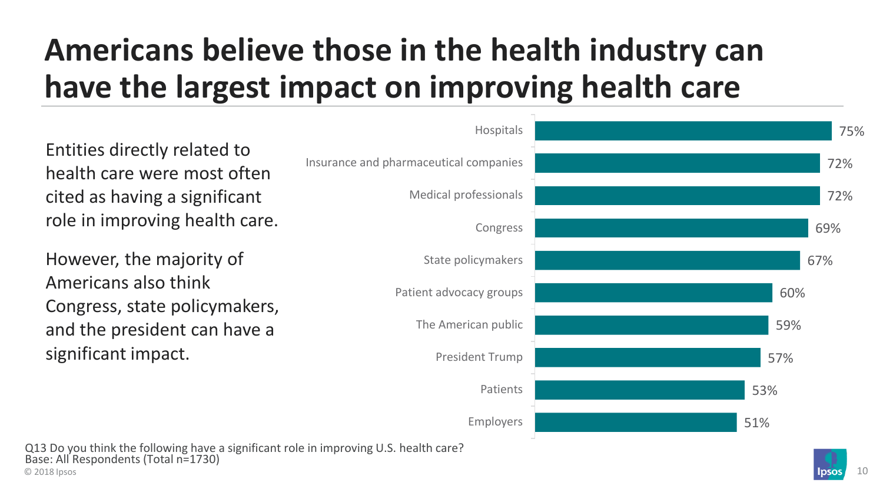# Americans believe those in the health industry can have the largest impact on improving health care

Entities directly related to health care were most often cited as having a significant role in improving health care.

However, the majority of Americans also think Congress, state policymakers, and the president can have a significant impact.

| Entity | % |
| --- | --- |
| Hospitals | 75% |
| Insurance and pharmaceutical companies | 72% |
| Medical professionals | 72% |
| Congress | 69% |
| State policymakers | 67% |
| Patient advocacy groups | 60% |
| The American public | 59% |
| President Trump | 57% |
| Patients | 53% |
| Employers | 51% |

Q13 Do you think the following have a significant role in improving U.S. health care?
Base: All Respondents (Total n=1730)

© 2018 Ipsos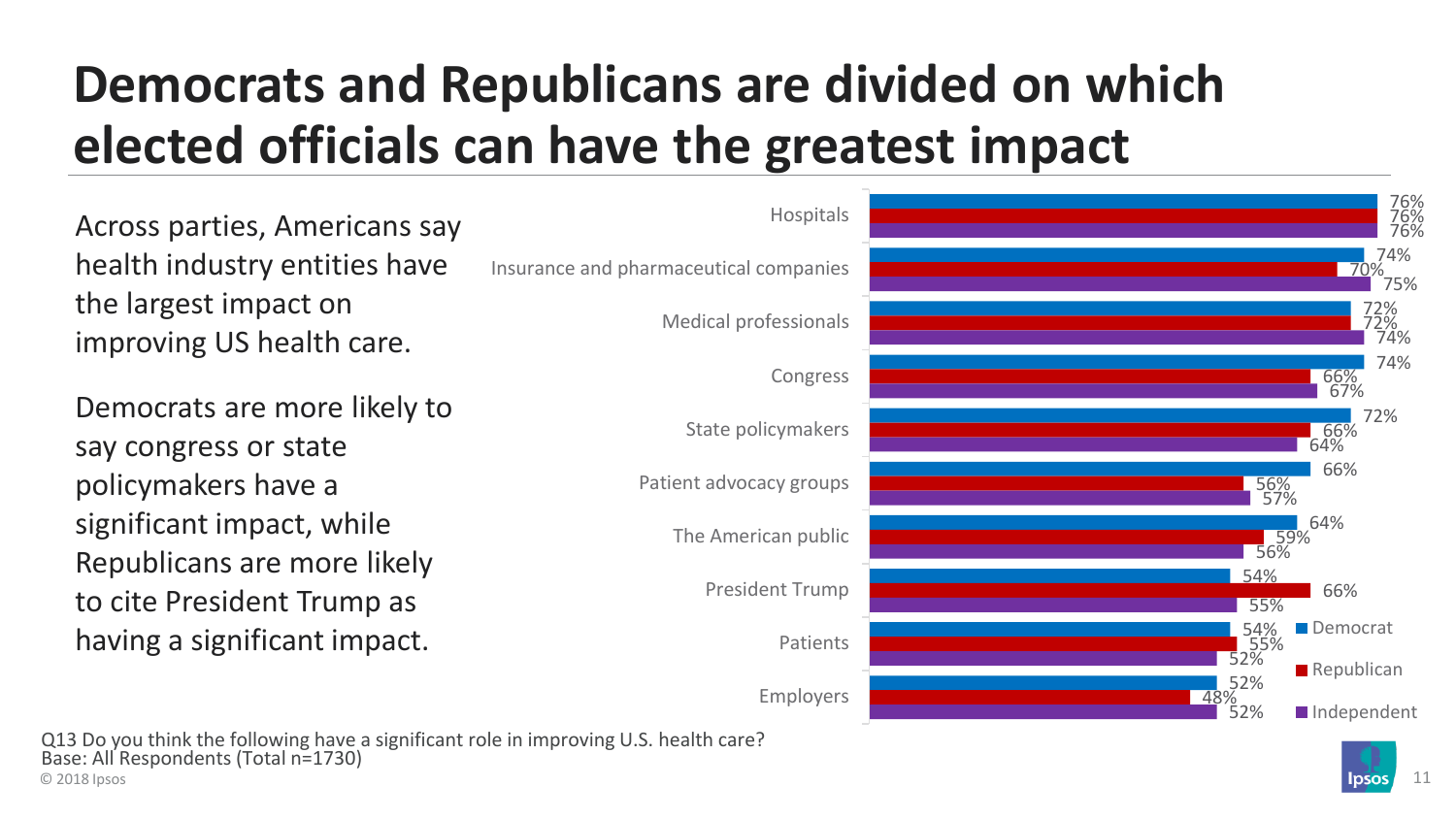# Democrats and Republicans are divided on which elected officials can have the greatest impact

Across parties, Americans say health industry entities have the largest impact on improving US health care.

Democrats are more likely to say congress or state policymakers have a significant impact, while Republicans are more likely to cite President Trump as having a significant impact.

Hospitals
76%
76%
76%

Insurance and pharmaceutical companies
74%
70%
75%

Medical professionals
72%
72%
74%

Congress
74%
66%
67%

State policymakers
72%
66%
64%

Patient advocacy groups
66%
56%
57%

The American public
64%
59%
56%

President Trump
54%
66%
55%

Patients
54%
55%
52%

Employers
52%
48%
52%

Democrat
Republican
Independent

Q13 Do you think the following have a significant role in improving U.S. health care?
Base: All Respondents (Total n=1730)

© 2018 Ipsos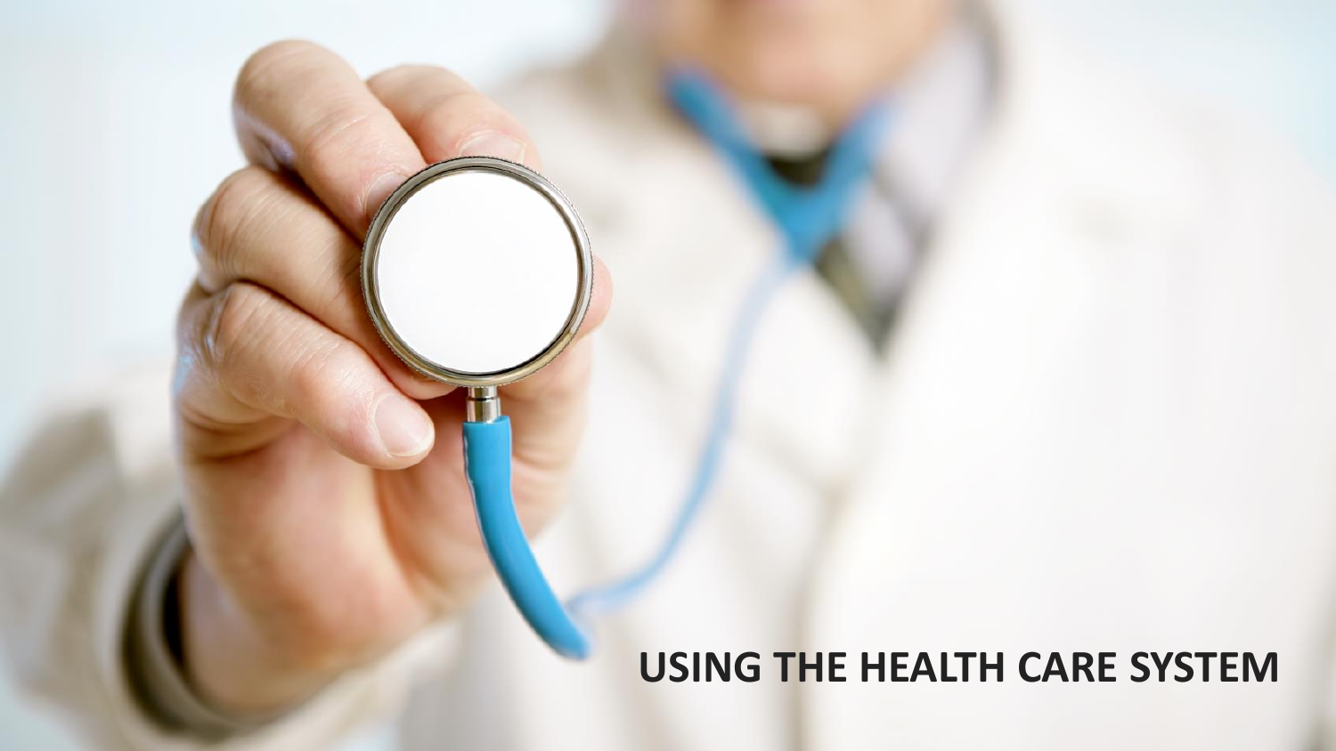# USING THE HEALTH CARE SYSTEM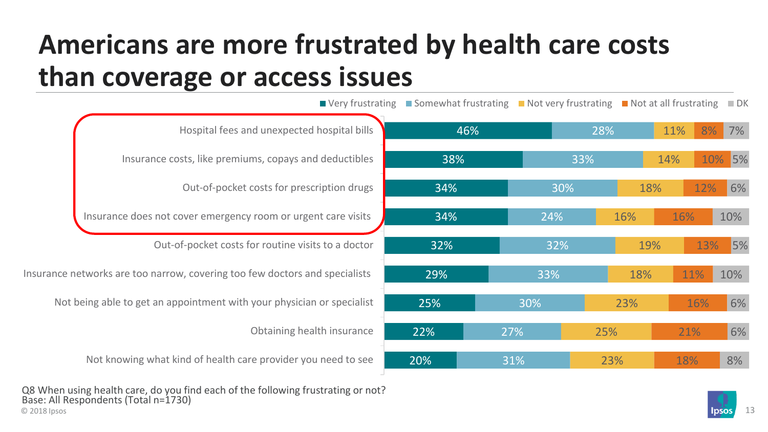# Americans are more frustrated by health care costs than coverage or access issues

Very frustrating
Somewhat frustrating
Not very frustrating
Not at all frustrating
DK

Hospital fees and unexpected hospital bills
46% 28% 11% 8% 7%

Insurance costs, like premiums, copays and deductibles
38% 33% 14% 10% 5%

Out-of-pocket costs for prescription drugs
34% 30% 18% 12% 6%

Insurance does not cover emergency room or urgent care visits
34% 24% 16% 16% 10%

Out-of-pocket costs for routine visits to a doctor
32% 32% 19% 13% 5%

Insurance networks are too narrow, covering too few doctors and specialists
29% 33% 18% 11% 10%

Not being able to get an appointment with your physician or specialist
25% 30% 23% 16% 6%

Obtaining health insurance
22% 27% 25% 21% 6%

Not knowing what kind of health care provider you need to see
20% 31% 23% 18% 8%

Q8 When using health care, do you find each of the following frustrating or not?
Base: All Respondents (Total n=1730)

© 2018 Ipsos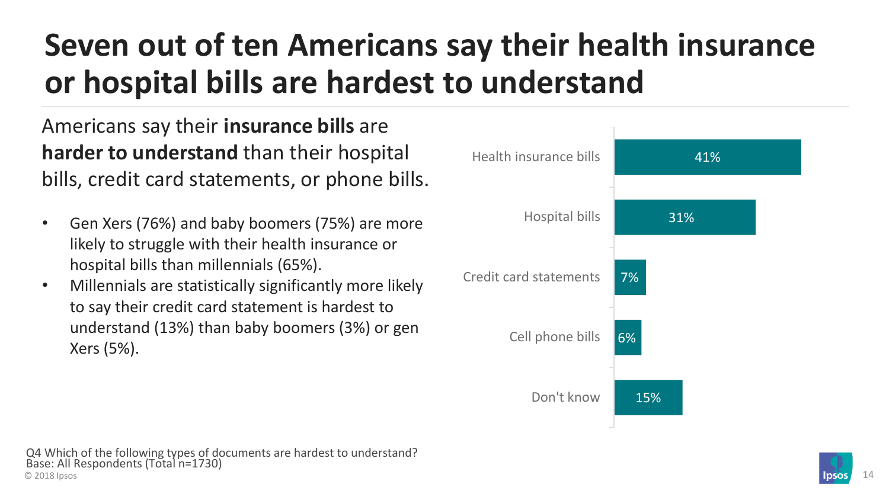# Seven out of ten Americans say their health insurance or hospital bills are hardest to understand

Americans say their **insurance bills** are **harder to understand** than their hospital bills, credit card statements, or phone bills.

- Gen Xers (76%) and baby boomers (75%) are more likely to struggle with their health insurance or hospital bills than millennials (65%).
- Millennials are statistically significantly more likely to say their credit card statement is hardest to understand (13%) than baby boomers (3%) or gen Xers (5%).

Health insurance bills
41%

Hospital bills
31%

Credit card statements
7%

Cell phone bills
6%

Don't know
15%

Q4 Which of the following types of documents are hardest to understand?
Base: All Respondents (Total n=1730)
© 2018 Ipsos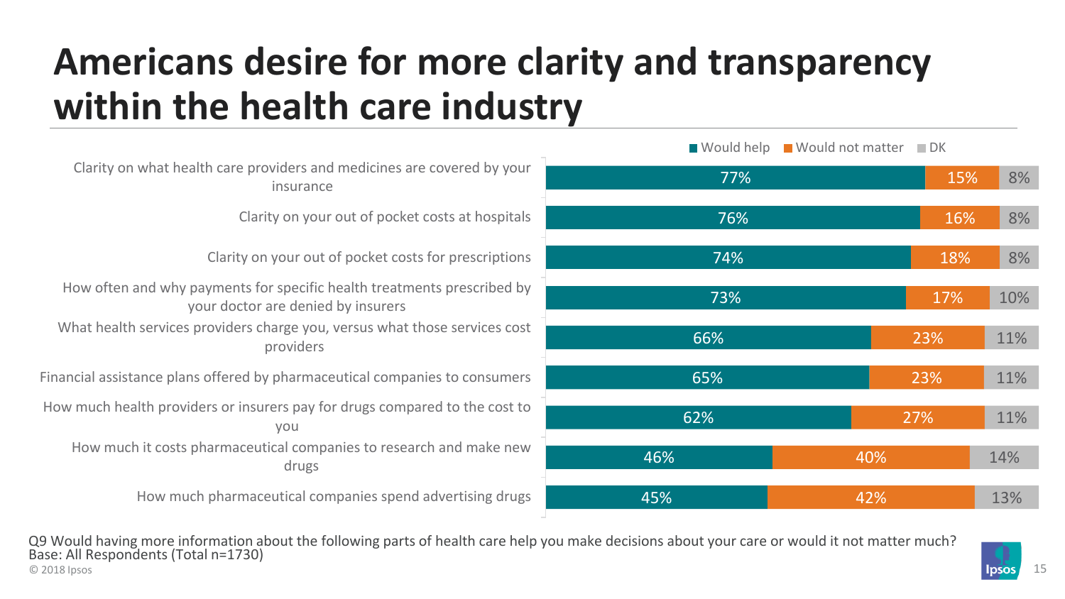# Americans desire for more clarity and transparency within the health care industry

Would help | Would not matter | DK

Clarity on what health care providers and medicines are covered by your insurance
77% 15% 8%

Clarity on your out of pocket costs at hospitals
76% 16% 8%

Clarity on your out of pocket costs for prescriptions
74% 18% 8%

How often and why payments for specific health treatments prescribed by your doctor are denied by insurers
73% 17% 10%

What health services providers charge you, versus what those services cost providers
66% 23% 11%

Financial assistance plans offered by pharmaceutical companies to consumers
65% 23% 11%

How much health providers or insurers pay for drugs compared to the cost to you
62% 27% 11%

How much it costs pharmaceutical companies to research and make new drugs
46% 40% 14%

How much pharmaceutical companies spend advertising drugs
45% 42% 13%

Q9 Would having more information about the following parts of health care help you make decisions about your care or would it not matter much?
Base: All Respondents (Total n=1730)

© 2018 Ipsos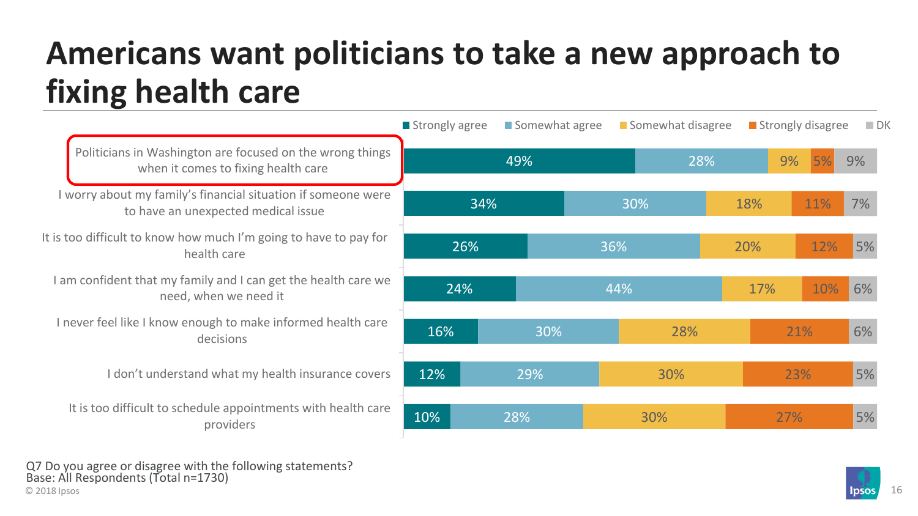# Americans want politicians to take a new approach to fixing health care

Strongly agree | Somewhat agree | Somewhat disagree | Strongly disagree | DK

Politicians in Washington are focused on the wrong things when it comes to fixing health care
49% 28% 9% 5% 9%

I worry about my family's financial situation if someone were to have an unexpected medical issue
34% 30% 18% 11% 7%

It is too difficult to know how much I'm going to have to pay for health care
26% 36% 20% 12% 5%

I am confident that my family and I can get the health care we need, when we need it
24% 44% 17% 10% 6%

I never feel like I know enough to make informed health care decisions
16% 30% 28% 21% 6%

I don't understand what my health insurance covers
12% 29% 30% 23% 5%

It is too difficult to schedule appointments with health care providers
10% 28% 30% 27% 5%

Q7 Do you agree or disagree with the following statements?
Base: All Respondents (Total n=1730)

© 2018 Ipsos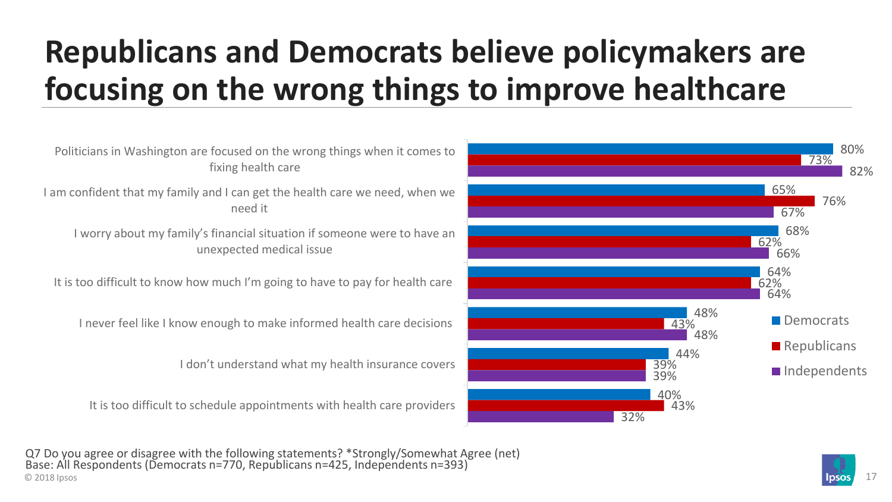# Republicans and Democrats believe policymakers are focusing on the wrong things to improve healthcare

Politicians in Washington are focused on the wrong things when it comes to fixing health care

80%
73%
82%

I am confident that my family and I can get the health care we need, when we need it

65%
76%
67%

I worry about my family's financial situation if someone were to have an unexpected medical issue

68%
62%
66%

It is too difficult to know how much I'm going to have to pay for health care

64%
62%
64%

I never feel like I know enough to make informed health care decisions

48%
43%
48%

I don't understand what my health insurance covers

44%
39%
39%

It is too difficult to schedule appointments with health care providers

40%
43%
32%

Democrats
Republicans
Independents

Q7 Do you agree or disagree with the following statements? *Strongly/Somewhat Agree (net)
Base: All Respondents (Democrats n=770, Republicans n=425, Independents n=393)

© 2018 Ipsos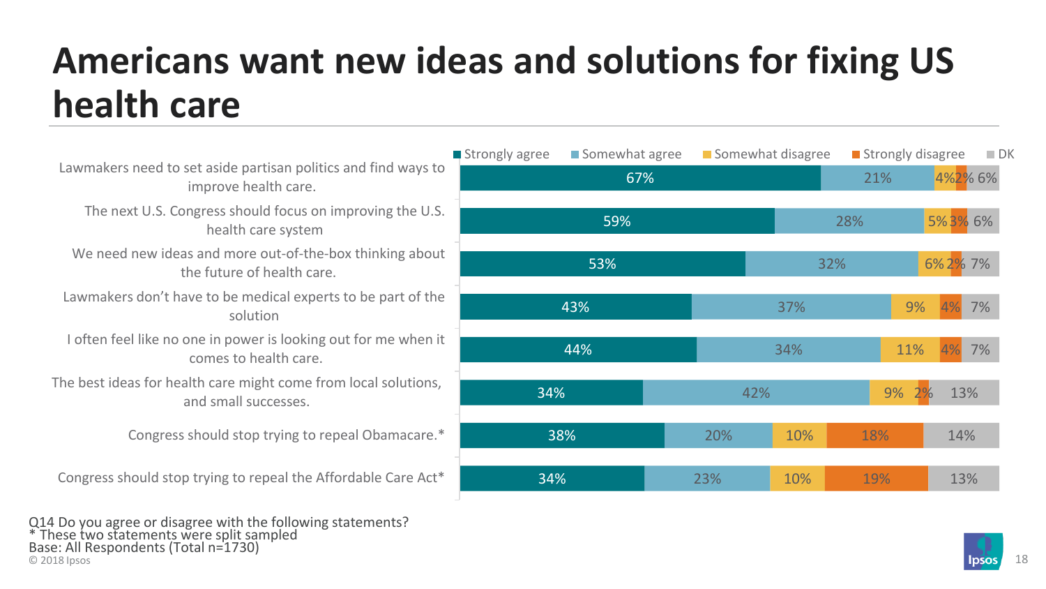# Americans want new ideas and solutions for fixing US health care

Strongly agree
Somewhat agree
Somewhat disagree
Strongly disagree
DK

Lawmakers need to set aside partisan politics and find ways to improve health care.
67% 21% 4% 2% 6%

The next U.S. Congress should focus on improving the U.S. health care system
59% 28% 5% 3% 6%

We need new ideas and more out-of-the-box thinking about the future of health care.
53% 32% 6% 2% 7%

Lawmakers don't have to be medical experts to be part of the solution
43% 37% 9% 4% 7%

I often feel like no one in power is looking out for me when it comes to health care.
44% 34% 11% 4% 7%

The best ideas for health care might come from local solutions, and small successes.
34% 42% 9% 2% 13%

Congress should stop trying to repeal Obamacare.*
38% 20% 10% 18% 14%

Congress should stop trying to repeal the Affordable Care Act*
34% 23% 10% 19% 13%

Q14 Do you agree or disagree with the following statements?
* These two statements were split sampled
Base: All Respondents (Total n=1730)

© 2018 Ipsos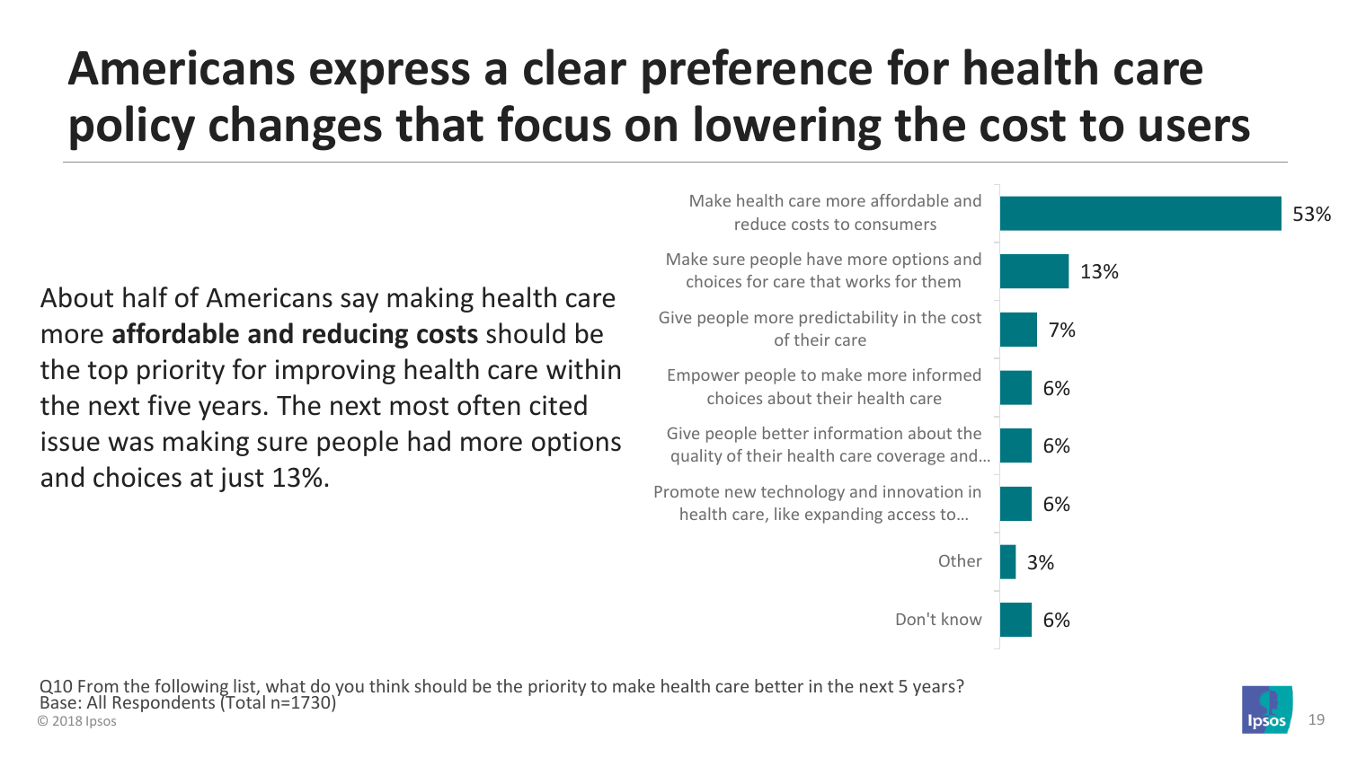# Americans express a clear preference for health care policy changes that focus on lowering the cost to users

About half of Americans say making health care more **affordable and reducing costs** should be the top priority for improving health care within the next five years. The next most often cited issue was making sure people had more options and choices at just 13%.

Make health care more affordable and reduce costs to consumers 53%

Make sure people have more options and choices for care that works for them 13%

Give people more predictability in the cost of their care 7%

Empower people to make more informed choices about their health care 6%

Give people better information about the quality of their health care coverage and… 6%

Promote new technology and innovation in health care, like expanding access to… 6%

Other 3%

Don't know 6%

Q10 From the following list, what do you think should be the priority to make health care better in the next 5 years?
Base: All Respondents (Total n=1730)

© 2018 Ipsos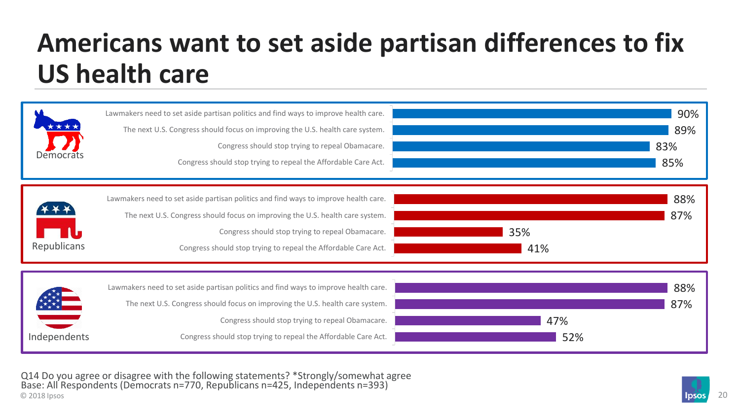# Americans want to set aside partisan differences to fix US health care

Democrats

Lawmakers need to set aside partisan politics and find ways to improve health care. 90%

The next U.S. Congress should focus on improving the U.S. health care system. 89%

Congress should stop trying to repeal Obamacare. 83%

Congress should stop trying to repeal the Affordable Care Act. 85%

Republicans

Lawmakers need to set aside partisan politics and find ways to improve health care. 88%

The next U.S. Congress should focus on improving the U.S. health care system. 87%

Congress should stop trying to repeal Obamacare. 35%

Congress should stop trying to repeal the Affordable Care Act. 41%

Independents

Lawmakers need to set aside partisan politics and find ways to improve health care. 88%

The next U.S. Congress should focus on improving the U.S. health care system. 87%

Congress should stop trying to repeal Obamacare. 47%

Congress should stop trying to repeal the Affordable Care Act. 52%

Q14 Do you agree or disagree with the following statements? *Strongly/somewhat agree
Base: All Respondents (Democrats n=770, Republicans n=425, Independents n=393)

© 2018 Ipsos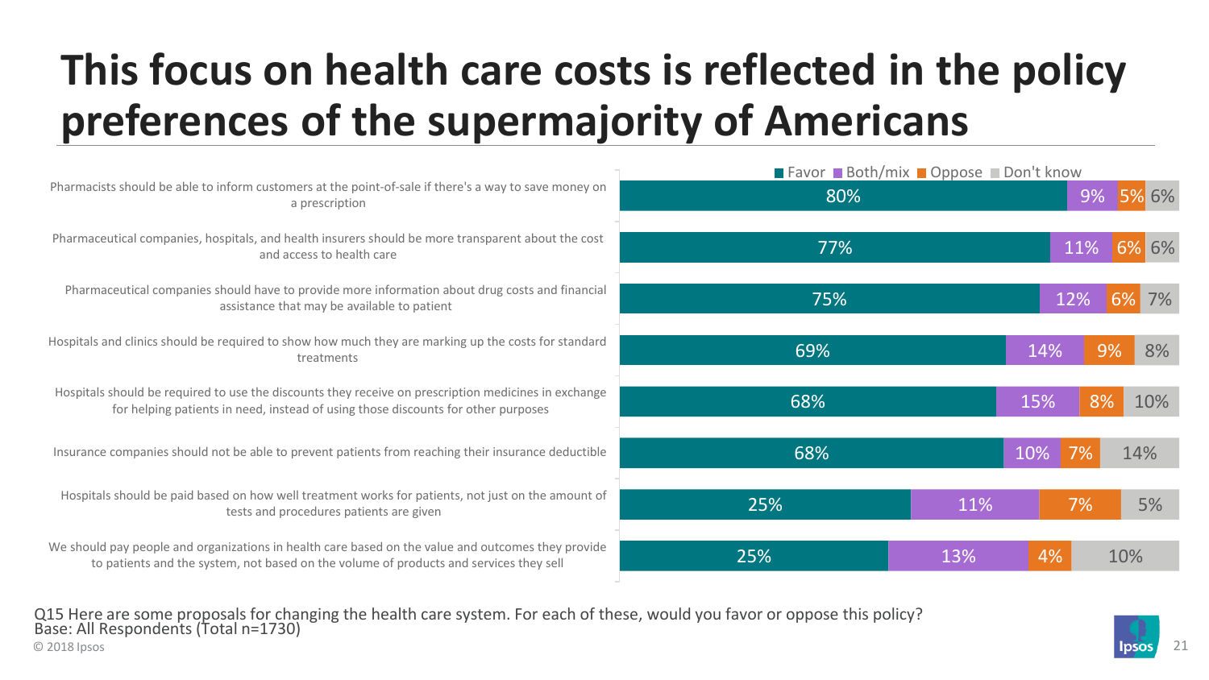# This focus on health care costs is reflected in the policy preferences of the supermajority of Americans

Favor | Both/mix | Oppose | Don't know

Pharmacists should be able to inform customers at the point-of-sale if there's a way to save money on a prescription
80% 9% 5% 6%

Pharmaceutical companies, hospitals, and health insurers should be more transparent about the cost and access to health care
77% 11% 6% 6%

Pharmaceutical companies should have to provide more information about drug costs and financial assistance that may be available to patient
75% 12% 6% 7%

Hospitals and clinics should be required to show how much they are marking up the costs for standard treatments
69% 14% 9% 8%

Hospitals should be required to use the discounts they receive on prescription medicines in exchange for helping patients in need, instead of using those discounts for other purposes
68% 15% 8% 10%

Insurance companies should not be able to prevent patients from reaching their insurance deductible
68% 10% 7% 14%

Hospitals should be paid based on how well treatment works for patients, not just on the amount of tests and procedures patients are given
25% 11% 7% 5%

We should pay people and organizations in health care based on the value and outcomes they provide to patients and the system, not based on the volume of products and services they sell
25% 13% 4% 10%

Q15 Here are some proposals for changing the health care system. For each of these, would you favor or oppose this policy?
Base: All Respondents (Total n=1730)

© 2018 Ipsos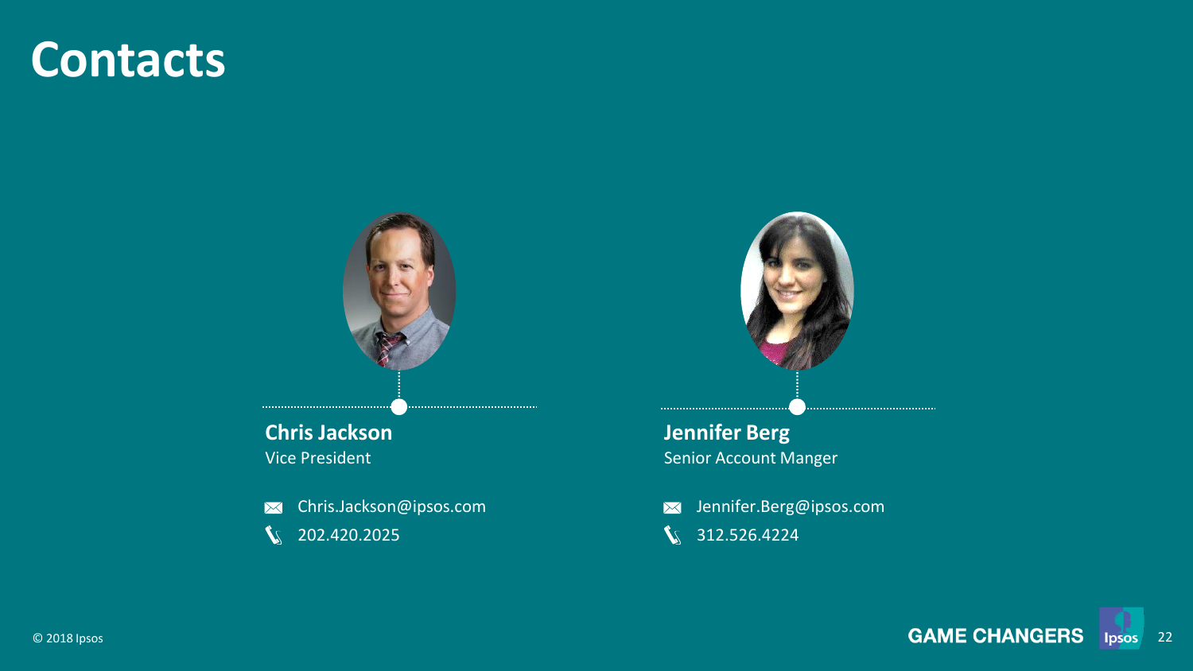# Contacts

**Chris Jackson**
Vice President

Chris.Jackson@ipsos.com
202.420.2025

**Jennifer Berg**
Senior Account Manger

Jennifer.Berg@ipsos.com
312.526.4224

© 2018 Ipsos

GAME CHANGERS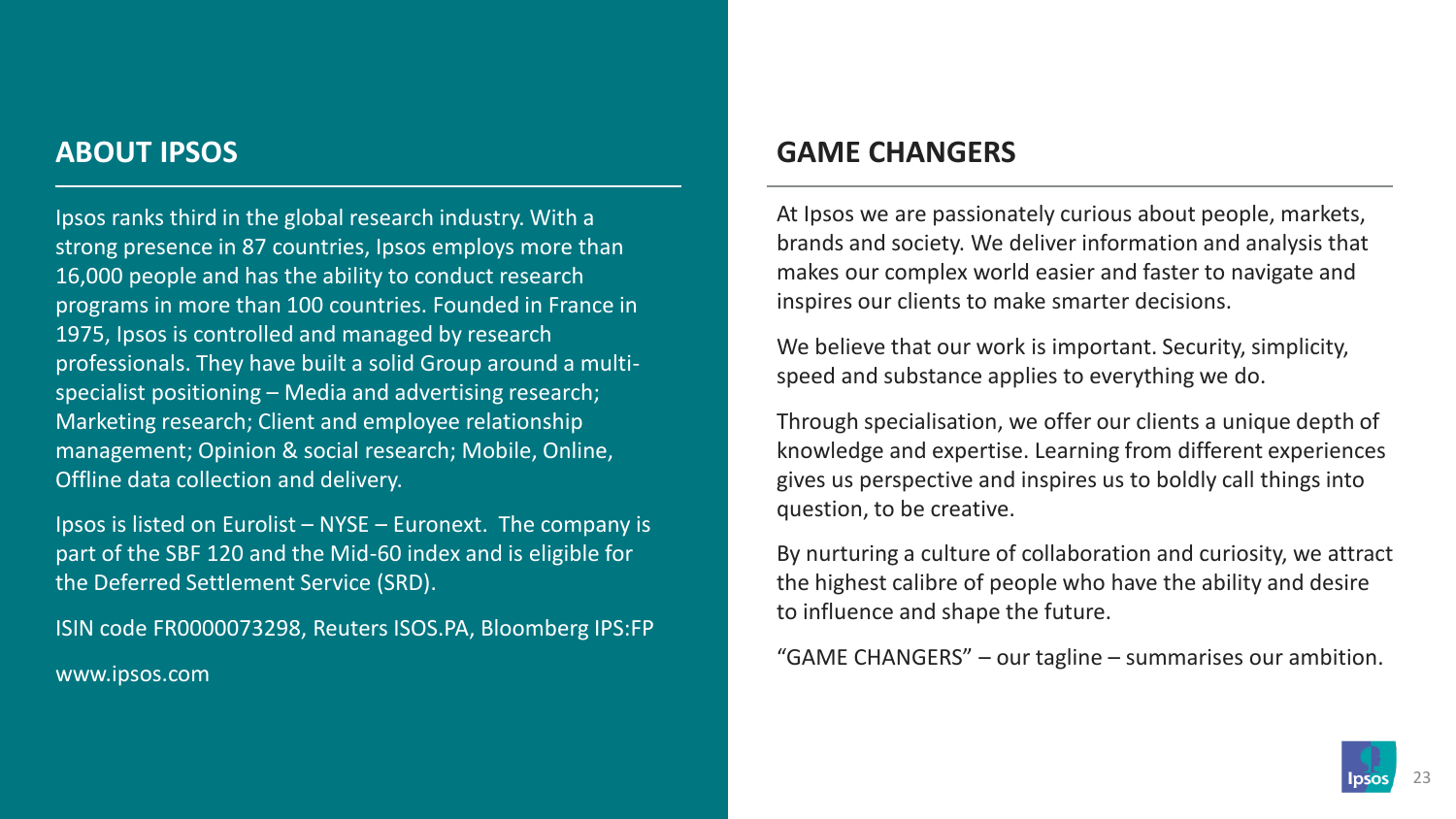## ABOUT IPSOS

Ipsos ranks third in the global research industry. With a strong presence in 87 countries, Ipsos employs more than 16,000 people and has the ability to conduct research programs in more than 100 countries. Founded in France in 1975, Ipsos is controlled and managed by research professionals. They have built a solid Group around a multi-specialist positioning – Media and advertising research; Marketing research; Client and employee relationship management; Opinion & social research; Mobile, Online, Offline data collection and delivery.

Ipsos is listed on Eurolist – NYSE – Euronext. The company is part of the SBF 120 and the Mid-60 index and is eligible for the Deferred Settlement Service (SRD).

ISIN code FR0000073298, Reuters ISOS.PA, Bloomberg IPS:FP

www.ipsos.com

## GAME CHANGERS

At Ipsos we are passionately curious about people, markets, brands and society. We deliver information and analysis that makes our complex world easier and faster to navigate and inspires our clients to make smarter decisions.

We believe that our work is important. Security, simplicity, speed and substance applies to everything we do.

Through specialisation, we offer our clients a unique depth of knowledge and expertise. Learning from different experiences gives us perspective and inspires us to boldly call things into question, to be creative.

By nurturing a culture of collaboration and curiosity, we attract the highest calibre of people who have the ability and desire to influence and shape the future.

"GAME CHANGERS" – our tagline – summarises our ambition.